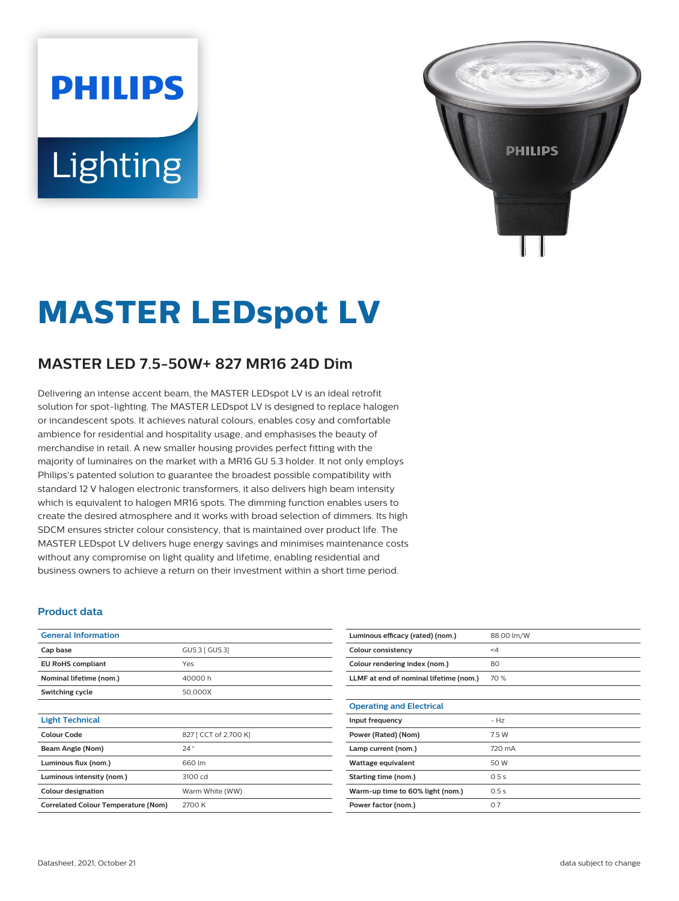# MASTER LEDspot LV

## MASTER LED 7.5-50W+ 827 MR16 24D Dim

Delivering an intense accent beam, the MASTER LEDspot LV is an ideal retrofit solution for spot-lighting. The MASTER LEDspot LV is designed to replace halogen or incandescent spots. It achieves natural colours, enables cosy and comfortable ambience for residential and hospitality usage, and emphasises the beauty of merchandise in retail. A new smaller housing provides perfect fitting with the majority of luminaires on the market with a MR16 GU 5.3 holder. It not only employs Philips's patented solution to guarantee the broadest possible compatibility with standard 12 V halogen electronic transformers, it also delivers high beam intensity which is equivalent to halogen MR16 spots. The dimming function enables users to create the desired atmosphere and it works with broad selection of dimmers. Its high SDCM ensures stricter colour consistency, that is maintained over product life. The MASTER LEDspot LV delivers huge energy savings and minimises maintenance costs without any compromise on light quality and lifetime, enabling residential and business owners to achieve a return on their investment within a short time period.

### Product data

| General Information | |
|---|---|
| Cap base | GU5.3 [ GU5.3] |
| EU RoHS compliant | Yes |
| Nominal lifetime (nom.) | 40000 h |
| Switching cycle | 50,000X |

| Light Technical | |
|---|---|
| Colour Code | 827 [ CCT of 2,700 K] |
| Beam Angle (Nom) | 24 ° |
| Luminous flux (nom.) | 660 lm |
| Luminous intensity (nom.) | 3100 cd |
| Colour designation | Warm White (WW) |
| Correlated Colour Temperature (Nom) | 2700 K |
| Luminous efficacy (rated) (nom.) | 88.00 lm/W |
| Colour consistency | <4 |
| Colour rendering index (nom.) | 80 |
| LLMF at end of nominal lifetime (nom.) | 70 % |

| Operating and Electrical | |
|---|---|
| Input frequency | - Hz |
| Power (Rated) (Nom) | 7.5 W |
| Lamp current (nom.) | 720 mA |
| Wattage equivalent | 50 W |
| Starting time (nom.) | 0.5 s |
| Warm-up time to 60% light (nom.) | 0.5 s |
| Power factor (nom.) | 0.7 |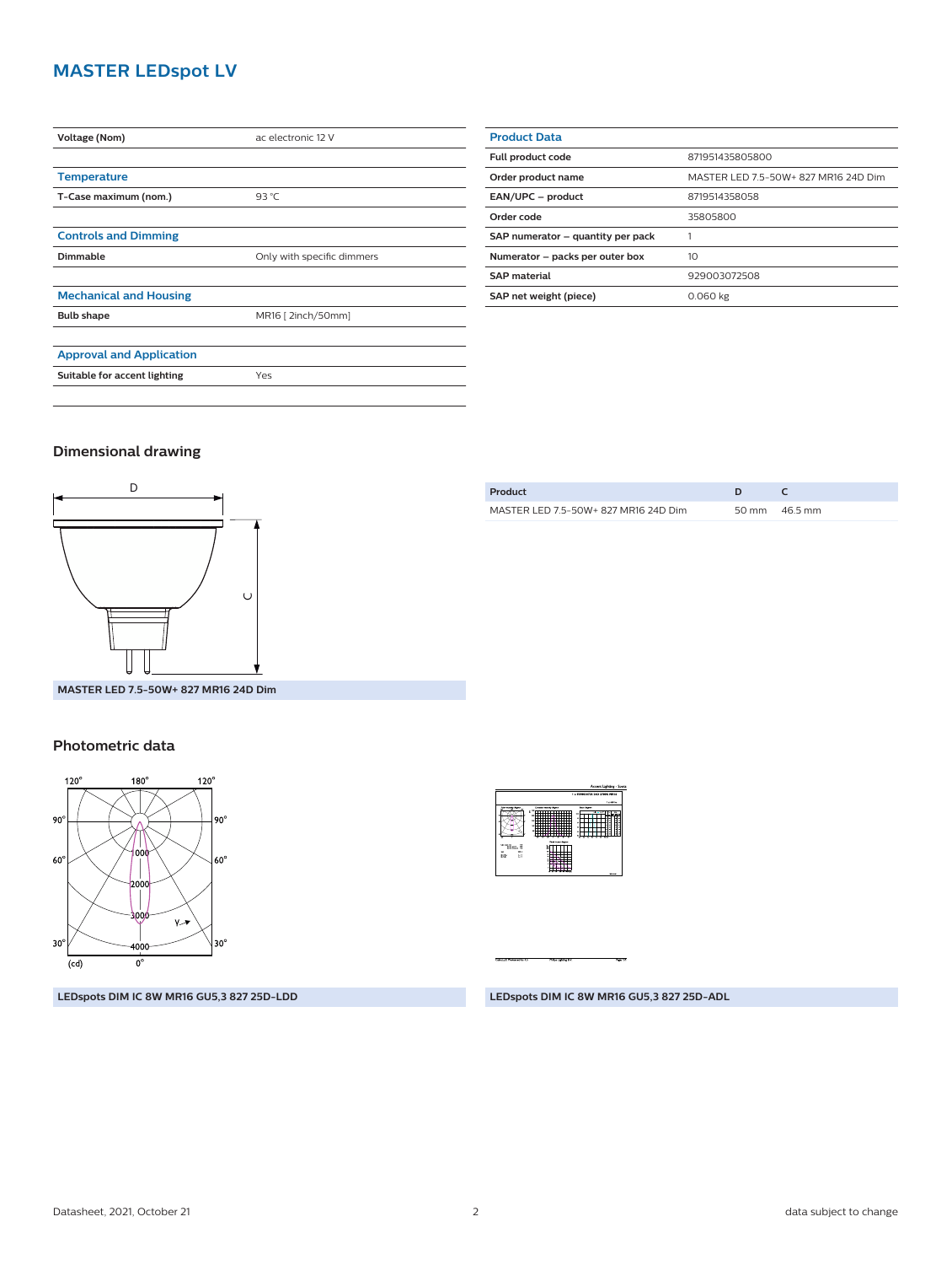# MASTER LEDspot LV

| | |
|---|---|
| **Voltage (Nom)** | ac electronic 12 V |

| **Temperature** | |
|---|---|
| **T-Case maximum (nom.)** | 93 °C |

| **Controls and Dimming** | |
|---|---|
| **Dimmable** | Only with specific dimmers |

| **Mechanical and Housing** | |
|---|---|
| **Bulb shape** | MR16 [ 2inch/50mm] |

| **Approval and Application** | |
|---|---|
| **Suitable for accent lighting** | Yes |

| **Product Data** | |
|---|---|
| **Full product code** | 871951435805800 |
| **Order product name** | MASTER LED 7.5-50W+ 827 MR16 24D Dim |
| **EAN/UPC – product** | 8719514358058 |
| **Order code** | 35805800 |
| **SAP numerator – quantity per pack** | 1 |
| **Numerator – packs per outer box** | 10 |
| **SAP material** | 929003072508 |
| **SAP net weight (piece)** | 0.060 kg |

## Dimensional drawing

**MASTER LED 7.5-50W+ 827 MR16 24D Dim**

| Product | D | C |
|---|---|---|
| MASTER LED 7.5-50W+ 827 MR16 24D Dim | 50 mm | 46.5 mm |

## Photometric data

**LEDspots DIM IC 8W MR16 GU5,3 827 25D-LDD**

**LEDspots DIM IC 8W MR16 GU5,3 827 25D-ADL**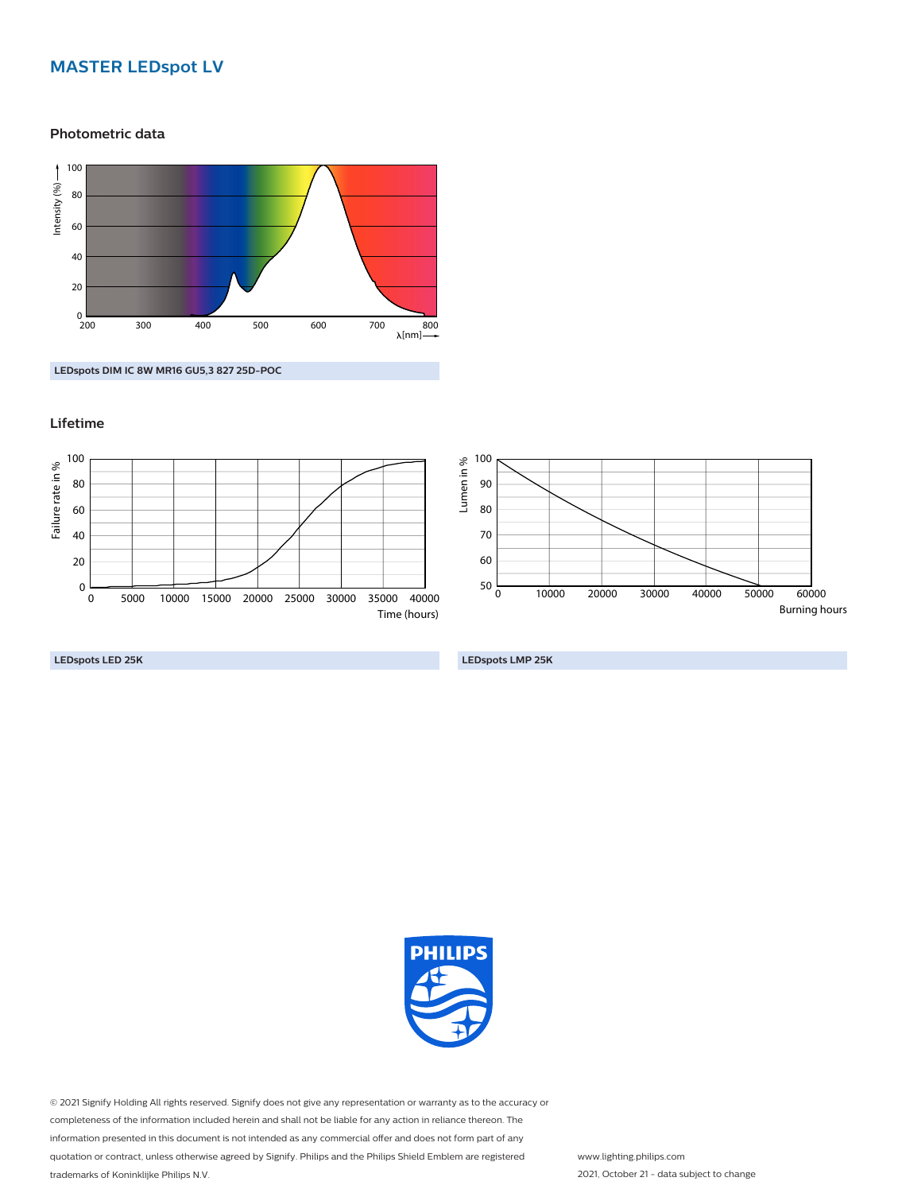# MASTER LEDspot LV

## Photometric data

Intensity (%)

100
80
60
40
20
0

200 300 400 500 600 700 800

λ[nm]

**LEDspots DIM IC 8W MR16 GU5,3 827 25D-POC**

## Lifetime

Failure rate in %

100
80
60
40
20
0

0 5000 10000 15000 20000 25000 30000 35000 40000

Time (hours)

**LEDspots LED 25K**

Lumen in %

100
90
80
70
60
50

0 10000 20000 30000 40000 50000 60000

Burning hours

**LEDspots LMP 25K**

© 2021 Signify Holding All rights reserved. Signify does not give any representation or warranty as to the accuracy or completeness of the information included herein and shall not be liable for any action in reliance thereon. The information presented in this document is not intended as any commercial offer and does not form part of any quotation or contract, unless otherwise agreed by Signify. Philips and the Philips Shield Emblem are registered trademarks of Koninklijke Philips N.V.

www.lighting.philips.com

2021, October 21 - data subject to change